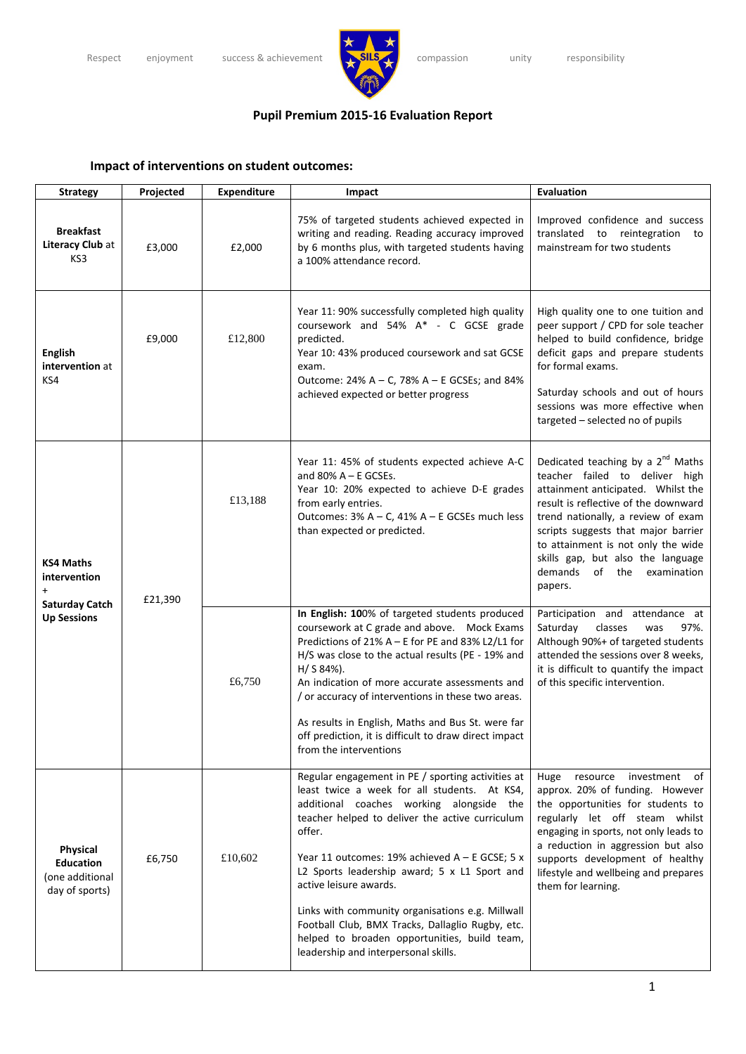Respect enjoyment success & achievement compassion unity responsibility

## Pupil Premium 2015-16 Evaluation Report

### Impact of interventions on student outcomes:

| Strategy | Projected | Expenditure | Impact | Evaluation |
|---|---|---|---|---|
| **Breakfast Literacy Club** at KS3 | £3,000 | £2,000 | 75% of targeted students achieved expected in writing and reading. Reading accuracy improved by 6 months plus, with targeted students having a 100% attendance record. | Improved confidence and success translated to reintegration to mainstream for two students |
| **English intervention** at KS4 | £9,000 | £12,800 | Year 11: 90% successfully completed high quality coursework and 54% A* - C GCSE grade predicted.<br>Year 10: 43% produced coursework and sat GCSE exam.<br>Outcome: 24% A – C, 78% A – E GCSEs; and 84% achieved expected or better progress | High quality one to one tuition and peer support / CPD for sole teacher helped to build confidence, bridge deficit gaps and prepare students for formal exams.<br><br>Saturday schools and out of hours sessions was more effective when targeted – selected no of pupils |
| **KS4 Maths intervention** + **Saturday Catch Up Sessions** | £21,390 | £13,188 | Year 11: 45% of students expected achieve A-C and 80% A – E GCSEs.<br>Year 10: 20% expected to achieve D-E grades from early entries.<br>Outcomes: 3% A – C, 41% A – E GCSEs much less than expected or predicted. | Dedicated teaching by a 2nd Maths teacher failed to deliver high attainment anticipated. Whilst the result is reflective of the downward trend nationally, a review of exam scripts suggests that major barrier to attainment is not only the wide skills gap, but also the language demands of the examination papers. |
| | | £6,750 | **In English: 10**0% of targeted students produced coursework at C grade and above. Mock Exams Predictions of 21% A – E for PE and 83% L2/L1 for H/S was close to the actual results (PE - 19% and H/ S 84%).<br>An indication of more accurate assessments and / or accuracy of interventions in these two areas.<br><br>As results in English, Maths and Bus St. were far off prediction, it is difficult to draw direct impact from the interventions | Participation and attendance at Saturday classes was 97%. Although 90%+ of targeted students attended the sessions over 8 weeks, it is difficult to quantify the impact of this specific intervention. |
| **Physical Education** (one additional day of sports) | £6,750 | £10,602 | Regular engagement in PE / sporting activities at least twice a week for all students. At KS4, additional coaches working alongside the teacher helped to deliver the active curriculum offer.<br><br>Year 11 outcomes: 19% achieved A – E GCSE; 5 x L2 Sports leadership award; 5 x L1 Sport and active leisure awards.<br><br>Links with community organisations e.g. Millwall Football Club, BMX Tracks, Dallaglio Rugby, etc. helped to broaden opportunities, build team, leadership and interpersonal skills. | Huge resource investment of approx. 20% of funding. However the opportunities for students to regularly let off steam whilst engaging in sports, not only leads to a reduction in aggression but also supports development of healthy lifestyle and wellbeing and prepares them for learning. |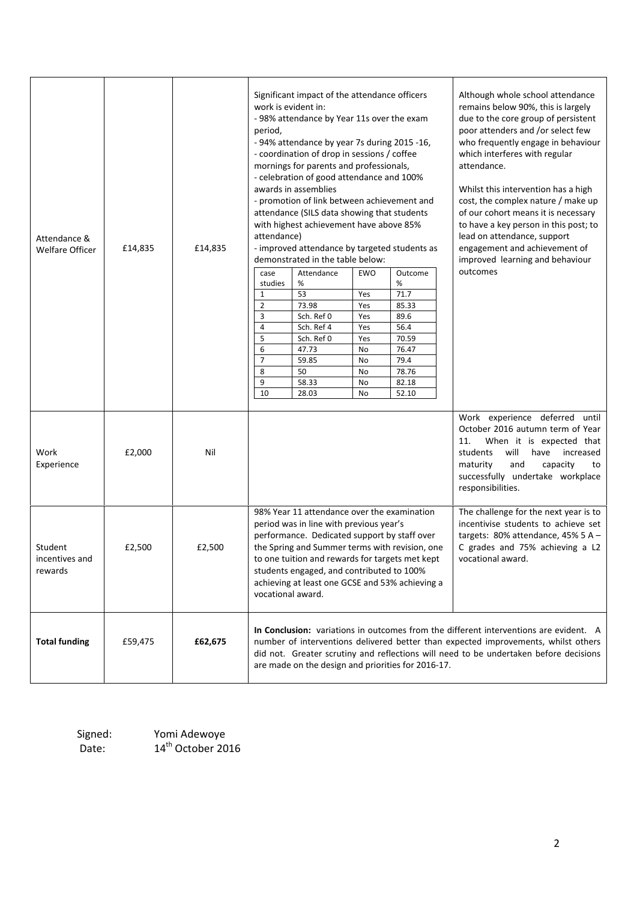| | | | | |
|---|---|---|---|---|
| Attendance & Welfare Officer | £14,835 | £14,835 | Significant impact of the attendance officers work is evident in:<br>- 98% attendance by Year 11s over the exam period,<br>- 94% attendance by year 7s during 2015 -16,<br>- coordination of drop in sessions / coffee mornings for parents and professionals,<br>- celebration of good attendance and 100% awards in assemblies<br>- promotion of link between achievement and attendance (SILS data showing that students with highest achievement have above 85% attendance)<br>- improved attendance by targeted students as demonstrated in the table below: | Although whole school attendance remains below 90%, this is largely due to the core group of persistent poor attenders and /or select few who frequently engage in behaviour which interferes with regular attendance.<br><br>Whilst this intervention has a high cost, the complex nature / make up of our cohort means it is necessary to have a key person in this post; to lead on attendance, support engagement and achievement of improved learning and behaviour outcomes |
| Work Experience | £2,000 | Nil | | Work experience deferred until October 2016 autumn term of Year 11. When it is expected that students will have increased maturity and capacity to successfully undertake workplace responsibilities. |
| Student incentives and rewards | £2,500 | £2,500 | 98% Year 11 attendance over the examination period was in line with previous year's performance. Dedicated support by staff over the Spring and Summer terms with revision, one to one tuition and rewards for targets met kept students engaged, and contributed to 100% achieving at least one GCSE and 53% achieving a vocational award. | The challenge for the next year is to incentivise students to achieve set targets: 80% attendance, 45% 5 A – C grades and 75% achieving a L2 vocational award. |
| **Total funding** | £59,475 | **£62,675** | **In Conclusion:** variations in outcomes from the different interventions are evident. A number of interventions delivered better than expected improvements, whilst others did not. Greater scrutiny and reflections will need to be undertaken before decisions are made on the design and priorities for 2016-17. | |

| case studies | Attendance % | EWO | Outcome % |
|---|---|---|---|
| 1 | 53 | Yes | 71.7 |
| 2 | 73.98 | Yes | 85.33 |
| 3 | Sch. Ref 0 | Yes | 89.6 |
| 4 | Sch. Ref 4 | Yes | 56.4 |
| 5 | Sch. Ref 0 | Yes | 70.59 |
| 6 | 47.73 | No | 76.47 |
| 7 | 59.85 | No | 79.4 |
| 8 | 50 | No | 78.76 |
| 9 | 58.33 | No | 82.18 |
| 10 | 28.03 | No | 52.10 |

Signed: Yomi Adewoye

Date: 14th October 2016